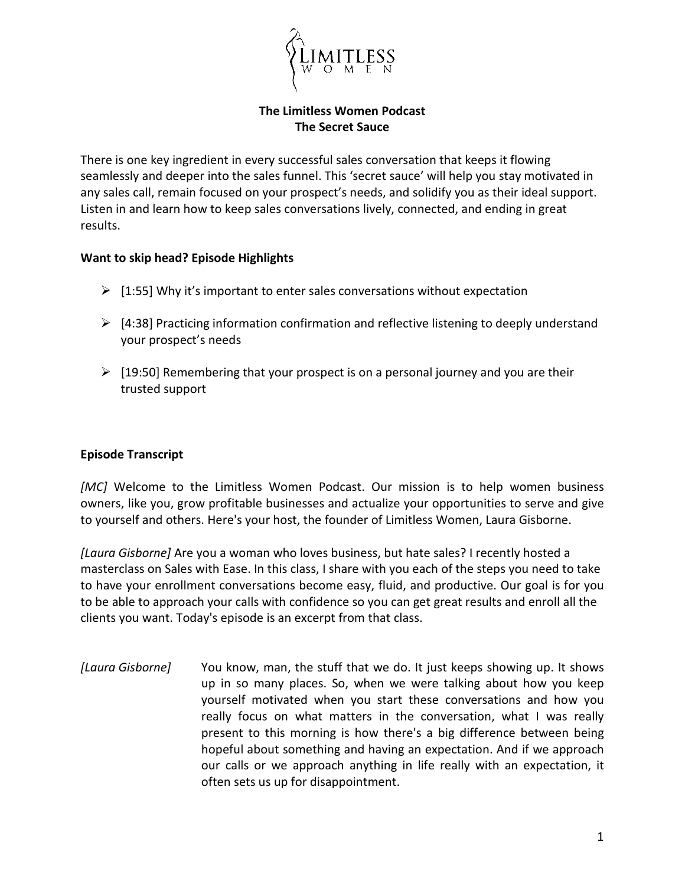**The Limitless Women Podcast**
**The Secret Sauce**

There is one key ingredient in every successful sales conversation that keeps it flowing seamlessly and deeper into the sales funnel. This 'secret sauce' will help you stay motivated in any sales call, remain focused on your prospect's needs, and solidify you as their ideal support. Listen in and learn how to keep sales conversations lively, connected, and ending in great results.

**Want to skip head? Episode Highlights**

- [1:55] Why it's important to enter sales conversations without expectation
- [4:38] Practicing information confirmation and reflective listening to deeply understand your prospect's needs
- [19:50] Remembering that your prospect is on a personal journey and you are their trusted support

**Episode Transcript**

*[MC]* Welcome to the Limitless Women Podcast. Our mission is to help women business owners, like you, grow profitable businesses and actualize your opportunities to serve and give to yourself and others. Here's your host, the founder of Limitless Women, Laura Gisborne.

*[Laura Gisborne]* Are you a woman who loves business, but hate sales? I recently hosted a masterclass on Sales with Ease. In this class, I share with you each of the steps you need to take to have your enrollment conversations become easy, fluid, and productive. Our goal is for you to be able to approach your calls with confidence so you can get great results and enroll all the clients you want. Today's episode is an excerpt from that class.

*[Laura Gisborne]* You know, man, the stuff that we do. It just keeps showing up. It shows up in so many places. So, when we were talking about how you keep yourself motivated when you start these conversations and how you really focus on what matters in the conversation, what I was really present to this morning is how there's a big difference between being hopeful about something and having an expectation. And if we approach our calls or we approach anything in life really with an expectation, it often sets us up for disappointment.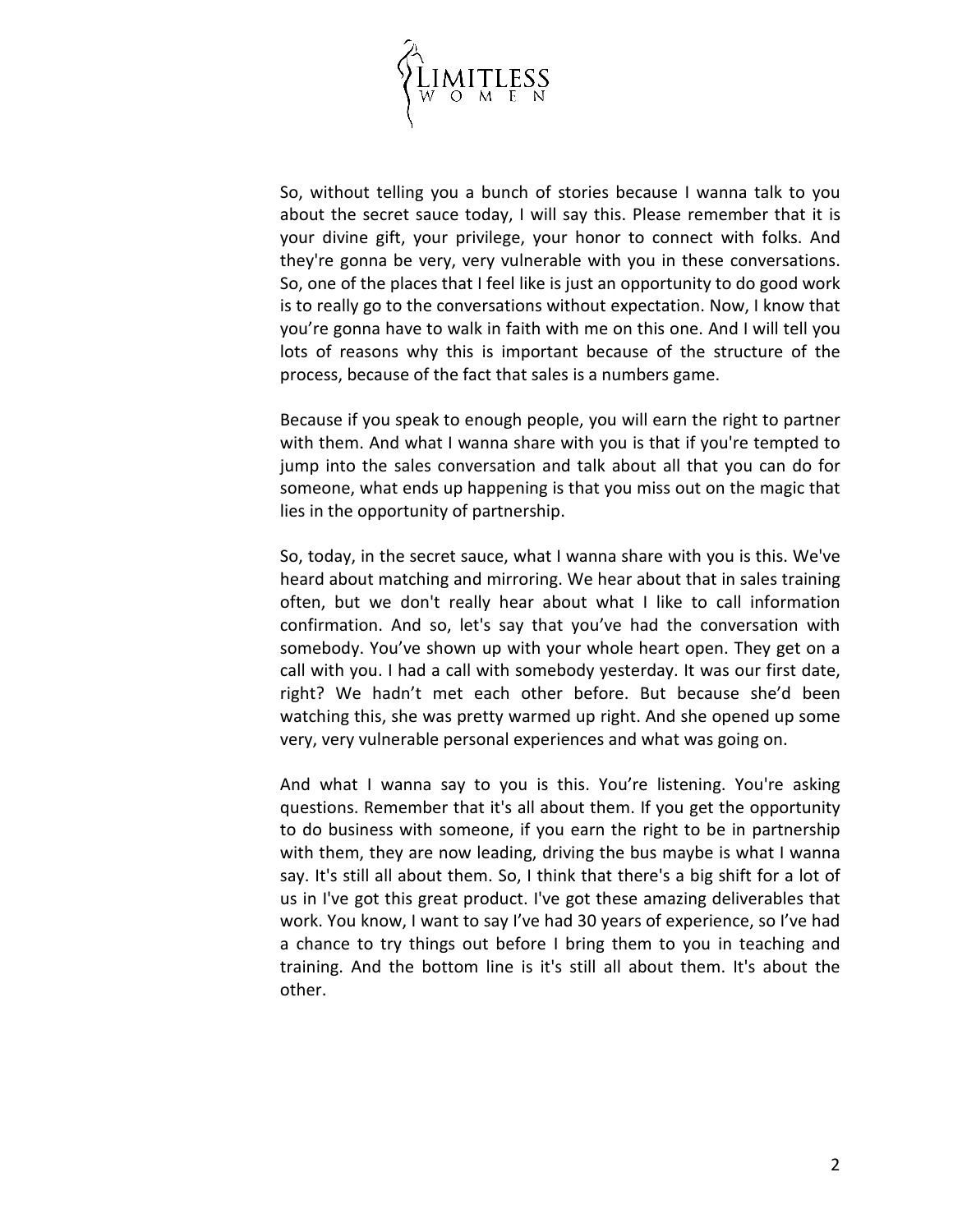So, without telling you a bunch of stories because I wanna talk to you about the secret sauce today, I will say this. Please remember that it is your divine gift, your privilege, your honor to connect with folks. And they're gonna be very, very vulnerable with you in these conversations. So, one of the places that I feel like is just an opportunity to do good work is to really go to the conversations without expectation. Now, I know that you're gonna have to walk in faith with me on this one. And I will tell you lots of reasons why this is important because of the structure of the process, because of the fact that sales is a numbers game.

Because if you speak to enough people, you will earn the right to partner with them. And what I wanna share with you is that if you're tempted to jump into the sales conversation and talk about all that you can do for someone, what ends up happening is that you miss out on the magic that lies in the opportunity of partnership.

So, today, in the secret sauce, what I wanna share with you is this. We've heard about matching and mirroring. We hear about that in sales training often, but we don't really hear about what I like to call information confirmation. And so, let's say that you've had the conversation with somebody. You've shown up with your whole heart open. They get on a call with you. I had a call with somebody yesterday. It was our first date, right? We hadn't met each other before. But because she'd been watching this, she was pretty warmed up right. And she opened up some very, very vulnerable personal experiences and what was going on.

And what I wanna say to you is this. You're listening. You're asking questions. Remember that it's all about them. If you get the opportunity to do business with someone, if you earn the right to be in partnership with them, they are now leading, driving the bus maybe is what I wanna say. It's still all about them. So, I think that there's a big shift for a lot of us in I've got this great product. I've got these amazing deliverables that work. You know, I want to say I've had 30 years of experience, so I've had a chance to try things out before I bring them to you in teaching and training. And the bottom line is it's still all about them. It's about the other.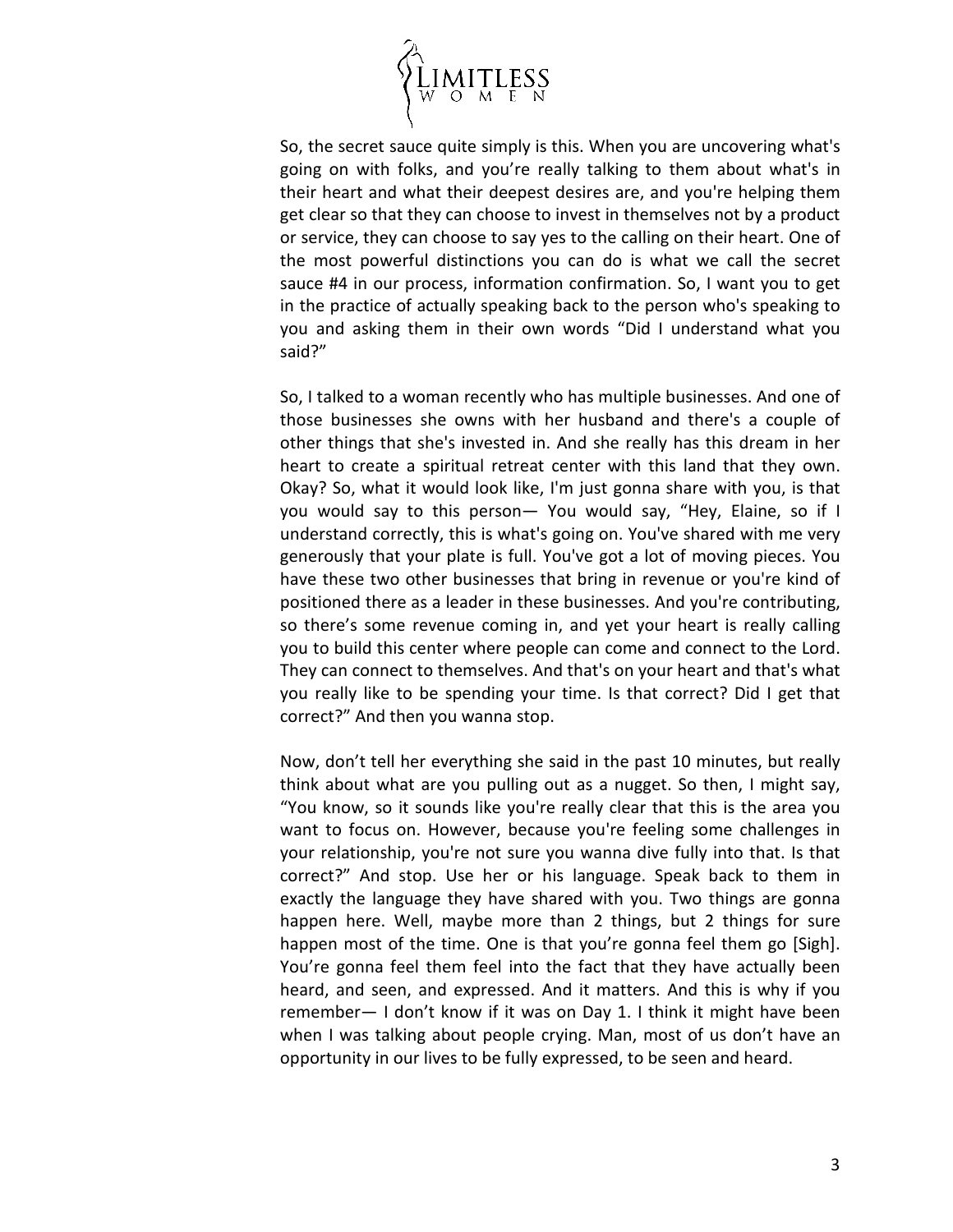So, the secret sauce quite simply is this. When you are uncovering what's going on with folks, and you're really talking to them about what's in their heart and what their deepest desires are, and you're helping them get clear so that they can choose to invest in themselves not by a product or service, they can choose to say yes to the calling on their heart. One of the most powerful distinctions you can do is what we call the secret sauce #4 in our process, information confirmation. So, I want you to get in the practice of actually speaking back to the person who's speaking to you and asking them in their own words "Did I understand what you said?"

So, I talked to a woman recently who has multiple businesses. And one of those businesses she owns with her husband and there's a couple of other things that she's invested in. And she really has this dream in her heart to create a spiritual retreat center with this land that they own. Okay? So, what it would look like, I'm just gonna share with you, is that you would say to this person— You would say, "Hey, Elaine, so if I understand correctly, this is what's going on. You've shared with me very generously that your plate is full. You've got a lot of moving pieces. You have these two other businesses that bring in revenue or you're kind of positioned there as a leader in these businesses. And you're contributing, so there's some revenue coming in, and yet your heart is really calling you to build this center where people can come and connect to the Lord. They can connect to themselves. And that's on your heart and that's what you really like to be spending your time. Is that correct? Did I get that correct?" And then you wanna stop.

Now, don't tell her everything she said in the past 10 minutes, but really think about what are you pulling out as a nugget. So then, I might say, "You know, so it sounds like you're really clear that this is the area you want to focus on. However, because you're feeling some challenges in your relationship, you're not sure you wanna dive fully into that. Is that correct?" And stop. Use her or his language. Speak back to them in exactly the language they have shared with you. Two things are gonna happen here. Well, maybe more than 2 things, but 2 things for sure happen most of the time. One is that you're gonna feel them go [Sigh]. You're gonna feel them feel into the fact that they have actually been heard, and seen, and expressed. And it matters. And this is why if you remember— I don't know if it was on Day 1. I think it might have been when I was talking about people crying. Man, most of us don't have an opportunity in our lives to be fully expressed, to be seen and heard.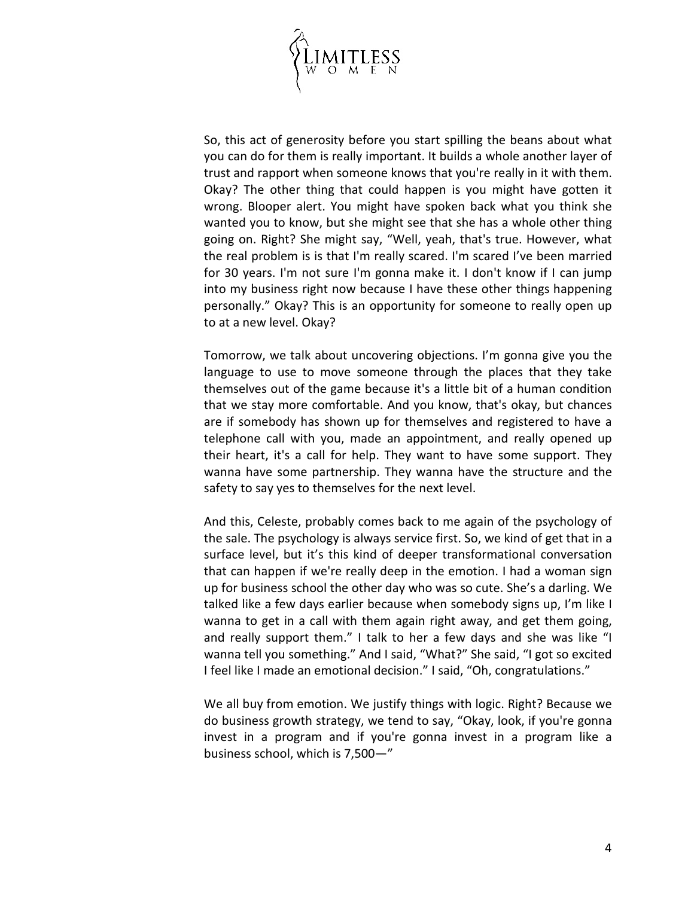So, this act of generosity before you start spilling the beans about what you can do for them is really important. It builds a whole another layer of trust and rapport when someone knows that you're really in it with them. Okay? The other thing that could happen is you might have gotten it wrong. Blooper alert. You might have spoken back what you think she wanted you to know, but she might see that she has a whole other thing going on. Right? She might say, "Well, yeah, that's true. However, what the real problem is is that I'm really scared. I'm scared I've been married for 30 years. I'm not sure I'm gonna make it. I don't know if I can jump into my business right now because I have these other things happening personally." Okay? This is an opportunity for someone to really open up to at a new level. Okay?

Tomorrow, we talk about uncovering objections. I'm gonna give you the language to use to move someone through the places that they take themselves out of the game because it's a little bit of a human condition that we stay more comfortable. And you know, that's okay, but chances are if somebody has shown up for themselves and registered to have a telephone call with you, made an appointment, and really opened up their heart, it's a call for help. They want to have some support. They wanna have some partnership. They wanna have the structure and the safety to say yes to themselves for the next level.

And this, Celeste, probably comes back to me again of the psychology of the sale. The psychology is always service first. So, we kind of get that in a surface level, but it's this kind of deeper transformational conversation that can happen if we're really deep in the emotion. I had a woman sign up for business school the other day who was so cute. She's a darling. We talked like a few days earlier because when somebody signs up, I'm like I wanna to get in a call with them again right away, and get them going, and really support them." I talk to her a few days and she was like "I wanna tell you something." And I said, "What?" She said, "I got so excited I feel like I made an emotional decision." I said, "Oh, congratulations."

We all buy from emotion. We justify things with logic. Right? Because we do business growth strategy, we tend to say, "Okay, look, if you're gonna invest in a program and if you're gonna invest in a program like a business school, which is 7,500—"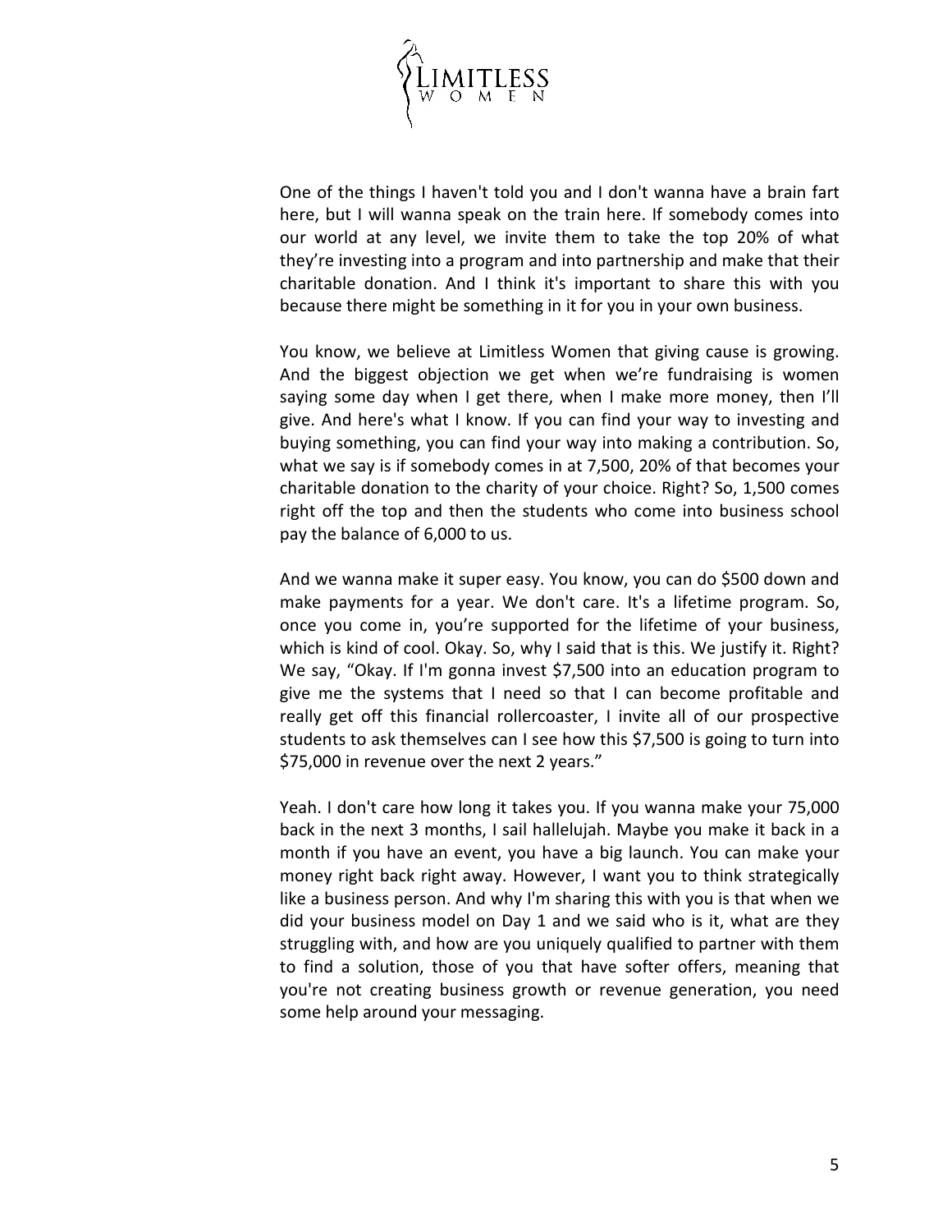One of the things I haven't told you and I don't wanna have a brain fart here, but I will wanna speak on the train here. If somebody comes into our world at any level, we invite them to take the top 20% of what they're investing into a program and into partnership and make that their charitable donation. And I think it's important to share this with you because there might be something in it for you in your own business.

You know, we believe at Limitless Women that giving cause is growing. And the biggest objection we get when we're fundraising is women saying some day when I get there, when I make more money, then I'll give. And here's what I know. If you can find your way to investing and buying something, you can find your way into making a contribution. So, what we say is if somebody comes in at 7,500, 20% of that becomes your charitable donation to the charity of your choice. Right? So, 1,500 comes right off the top and then the students who come into business school pay the balance of 6,000 to us.

And we wanna make it super easy. You know, you can do $500 down and make payments for a year. We don't care. It's a lifetime program. So, once you come in, you're supported for the lifetime of your business, which is kind of cool. Okay. So, why I said that is this. We justify it. Right? We say, "Okay. If I'm gonna invest $7,500 into an education program to give me the systems that I need so that I can become profitable and really get off this financial rollercoaster, I invite all of our prospective students to ask themselves can I see how this $7,500 is going to turn into $75,000 in revenue over the next 2 years."

Yeah. I don't care how long it takes you. If you wanna make your 75,000 back in the next 3 months, I sail hallelujah. Maybe you make it back in a month if you have an event, you have a big launch. You can make your money right back right away. However, I want you to think strategically like a business person. And why I'm sharing this with you is that when we did your business model on Day 1 and we said who is it, what are they struggling with, and how are you uniquely qualified to partner with them to find a solution, those of you that have softer offers, meaning that you're not creating business growth or revenue generation, you need some help around your messaging.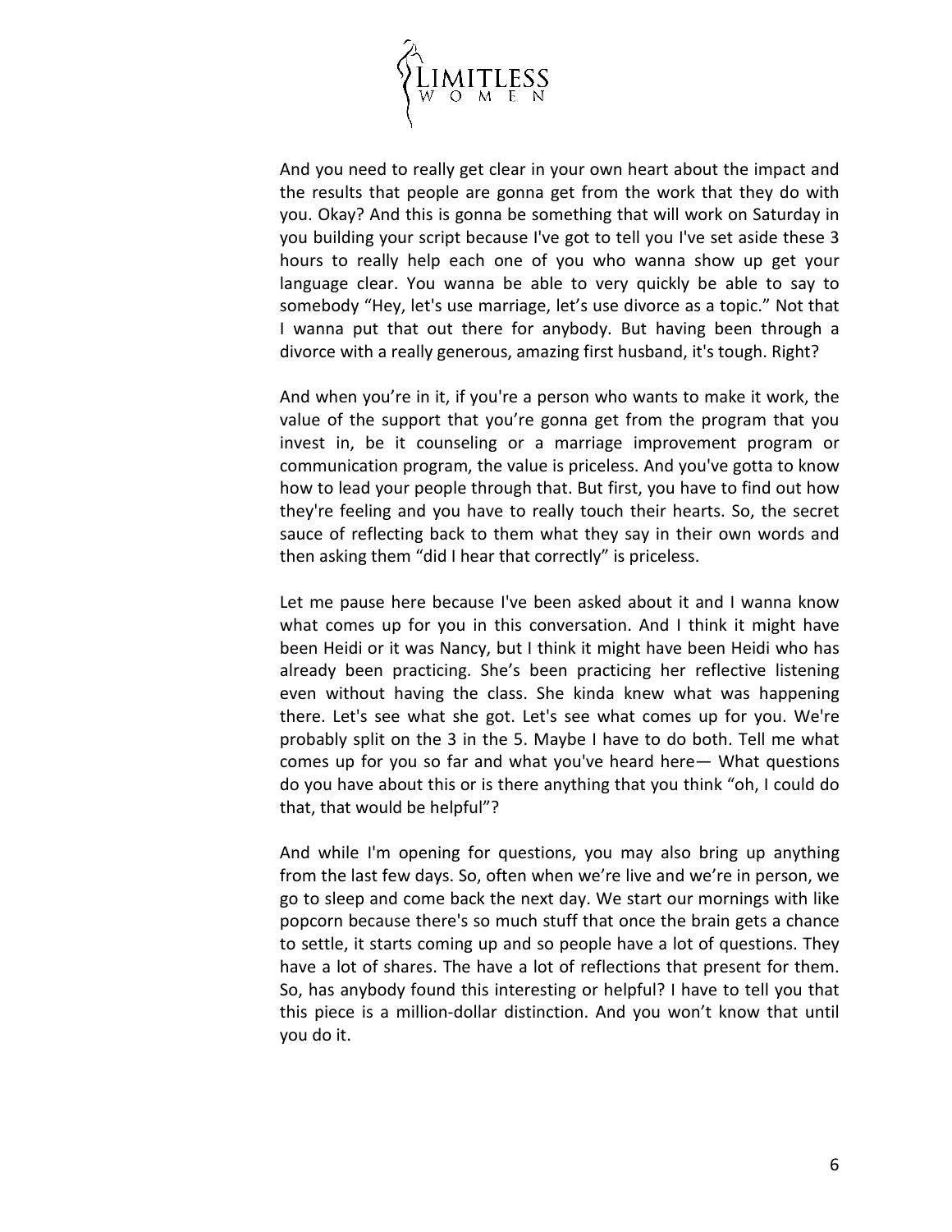And you need to really get clear in your own heart about the impact and the results that people are gonna get from the work that they do with you. Okay? And this is gonna be something that will work on Saturday in you building your script because I've got to tell you I've set aside these 3 hours to really help each one of you who wanna show up get your language clear. You wanna be able to very quickly be able to say to somebody "Hey, let's use marriage, let's use divorce as a topic." Not that I wanna put that out there for anybody. But having been through a divorce with a really generous, amazing first husband, it's tough. Right?

And when you're in it, if you're a person who wants to make it work, the value of the support that you're gonna get from the program that you invest in, be it counseling or a marriage improvement program or communication program, the value is priceless. And you've gotta to know how to lead your people through that. But first, you have to find out how they're feeling and you have to really touch their hearts. So, the secret sauce of reflecting back to them what they say in their own words and then asking them "did I hear that correctly" is priceless.

Let me pause here because I've been asked about it and I wanna know what comes up for you in this conversation. And I think it might have been Heidi or it was Nancy, but I think it might have been Heidi who has already been practicing. She's been practicing her reflective listening even without having the class. She kinda knew what was happening there. Let's see what she got. Let's see what comes up for you. We're probably split on the 3 in the 5. Maybe I have to do both. Tell me what comes up for you so far and what you've heard here— What questions do you have about this or is there anything that you think "oh, I could do that, that would be helpful"?

And while I'm opening for questions, you may also bring up anything from the last few days. So, often when we're live and we're in person, we go to sleep and come back the next day. We start our mornings with like popcorn because there's so much stuff that once the brain gets a chance to settle, it starts coming up and so people have a lot of questions. They have a lot of shares. The have a lot of reflections that present for them. So, has anybody found this interesting or helpful? I have to tell you that this piece is a million-dollar distinction. And you won't know that until you do it.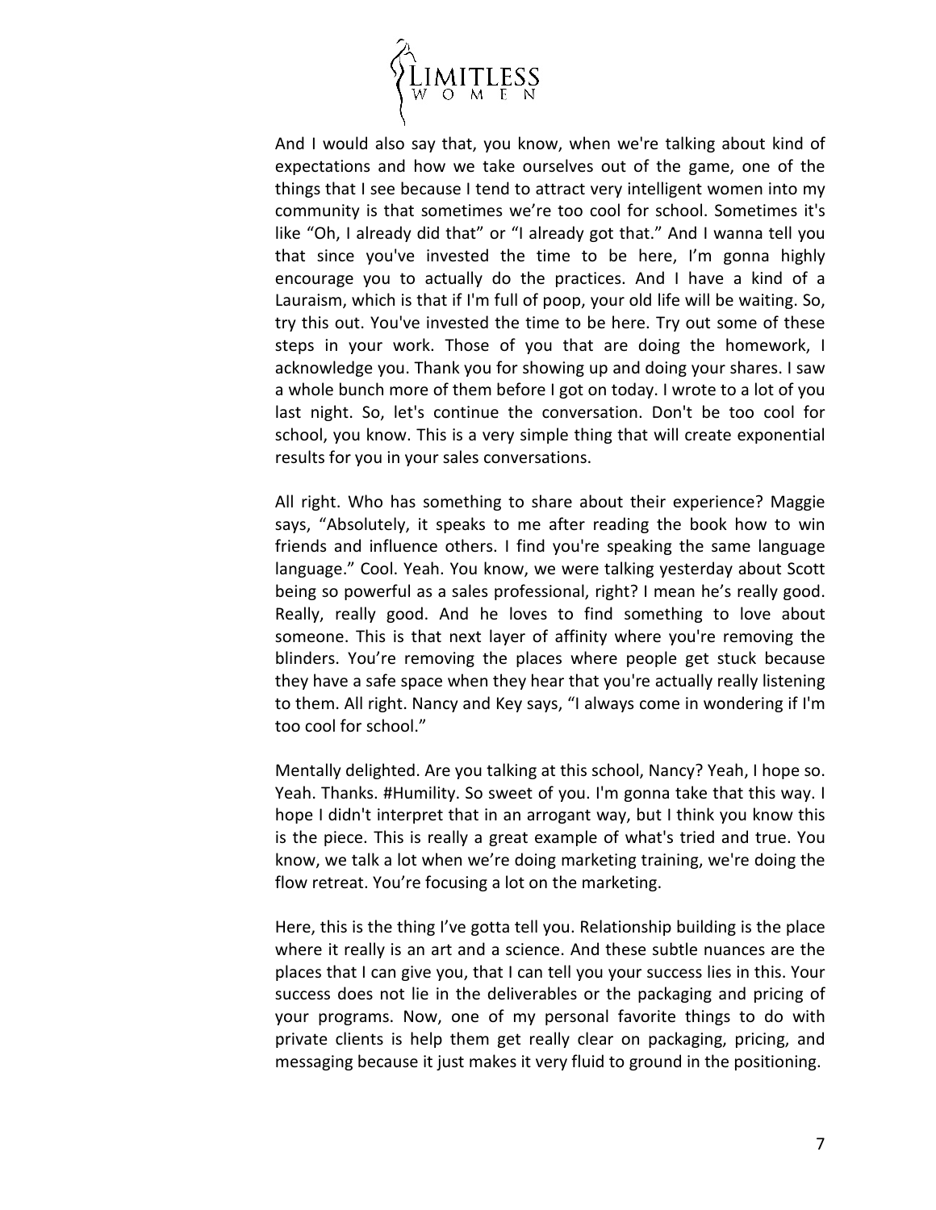And I would also say that, you know, when we're talking about kind of expectations and how we take ourselves out of the game, one of the things that I see because I tend to attract very intelligent women into my community is that sometimes we're too cool for school. Sometimes it's like "Oh, I already did that" or "I already got that." And I wanna tell you that since you've invested the time to be here, I'm gonna highly encourage you to actually do the practices. And I have a kind of a Lauraism, which is that if I'm full of poop, your old life will be waiting. So, try this out. You've invested the time to be here. Try out some of these steps in your work. Those of you that are doing the homework, I acknowledge you. Thank you for showing up and doing your shares. I saw a whole bunch more of them before I got on today. I wrote to a lot of you last night. So, let's continue the conversation. Don't be too cool for school, you know. This is a very simple thing that will create exponential results for you in your sales conversations.

All right. Who has something to share about their experience? Maggie says, "Absolutely, it speaks to me after reading the book how to win friends and influence others. I find you're speaking the same language language." Cool. Yeah. You know, we were talking yesterday about Scott being so powerful as a sales professional, right? I mean he's really good. Really, really good. And he loves to find something to love about someone. This is that next layer of affinity where you're removing the blinders. You're removing the places where people get stuck because they have a safe space when they hear that you're actually really listening to them. All right. Nancy and Key says, "I always come in wondering if I'm too cool for school."

Mentally delighted. Are you talking at this school, Nancy? Yeah, I hope so. Yeah. Thanks. #Humility. So sweet of you. I'm gonna take that this way. I hope I didn't interpret that in an arrogant way, but I think you know this is the piece. This is really a great example of what's tried and true. You know, we talk a lot when we're doing marketing training, we're doing the flow retreat. You're focusing a lot on the marketing.

Here, this is the thing I've gotta tell you. Relationship building is the place where it really is an art and a science. And these subtle nuances are the places that I can give you, that I can tell you your success lies in this. Your success does not lie in the deliverables or the packaging and pricing of your programs. Now, one of my personal favorite things to do with private clients is help them get really clear on packaging, pricing, and messaging because it just makes it very fluid to ground in the positioning.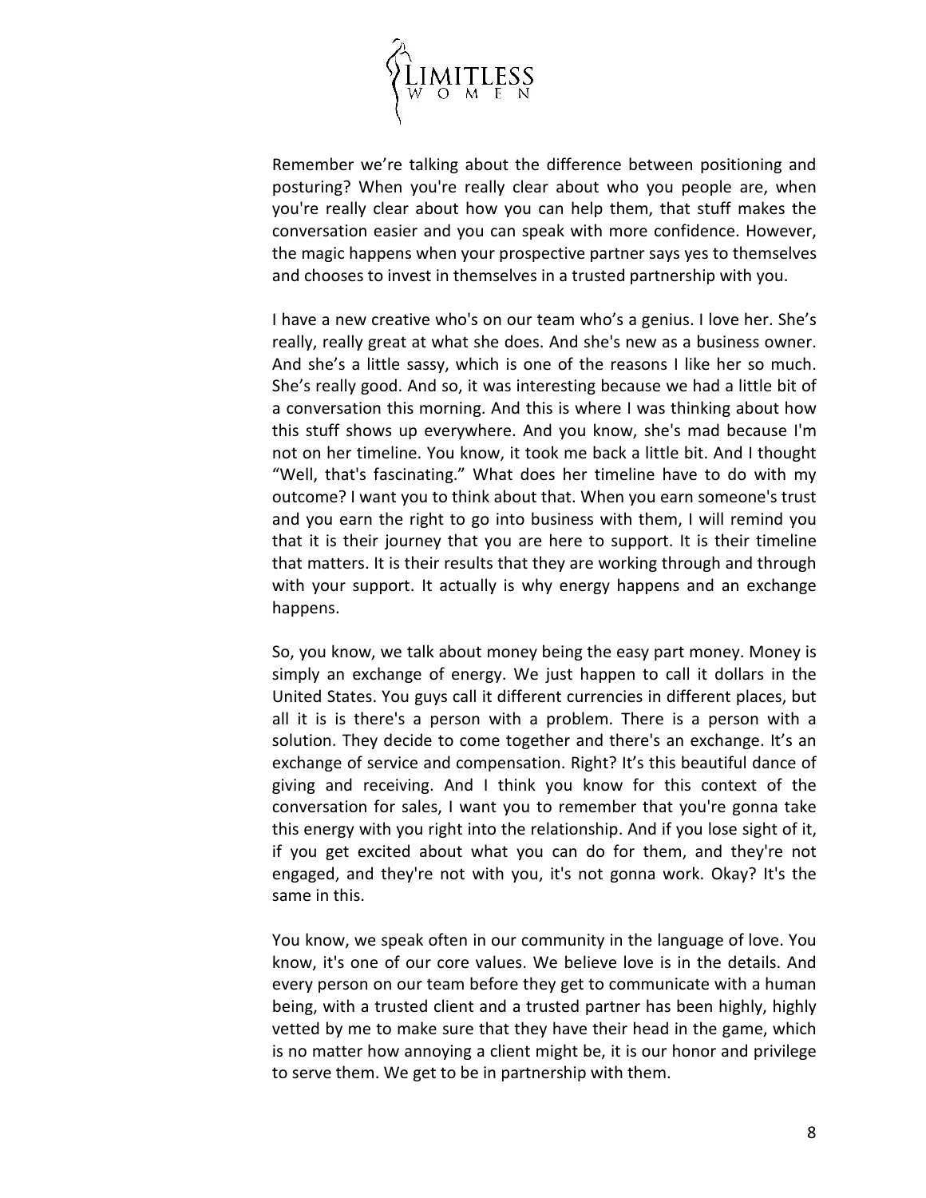Remember we're talking about the difference between positioning and posturing? When you're really clear about who you people are, when you're really clear about how you can help them, that stuff makes the conversation easier and you can speak with more confidence. However, the magic happens when your prospective partner says yes to themselves and chooses to invest in themselves in a trusted partnership with you.

I have a new creative who's on our team who's a genius. I love her. She's really, really great at what she does. And she's new as a business owner. And she's a little sassy, which is one of the reasons I like her so much. She's really good. And so, it was interesting because we had a little bit of a conversation this morning. And this is where I was thinking about how this stuff shows up everywhere. And you know, she's mad because I'm not on her timeline. You know, it took me back a little bit. And I thought "Well, that's fascinating." What does her timeline have to do with my outcome? I want you to think about that. When you earn someone's trust and you earn the right to go into business with them, I will remind you that it is their journey that you are here to support. It is their timeline that matters. It is their results that they are working through and through with your support. It actually is why energy happens and an exchange happens.

So, you know, we talk about money being the easy part money. Money is simply an exchange of energy. We just happen to call it dollars in the United States. You guys call it different currencies in different places, but all it is is there's a person with a problem. There is a person with a solution. They decide to come together and there's an exchange. It's an exchange of service and compensation. Right? It's this beautiful dance of giving and receiving. And I think you know for this context of the conversation for sales, I want you to remember that you're gonna take this energy with you right into the relationship. And if you lose sight of it, if you get excited about what you can do for them, and they're not engaged, and they're not with you, it's not gonna work. Okay? It's the same in this.

You know, we speak often in our community in the language of love. You know, it's one of our core values. We believe love is in the details. And every person on our team before they get to communicate with a human being, with a trusted client and a trusted partner has been highly, highly vetted by me to make sure that they have their head in the game, which is no matter how annoying a client might be, it is our honor and privilege to serve them. We get to be in partnership with them.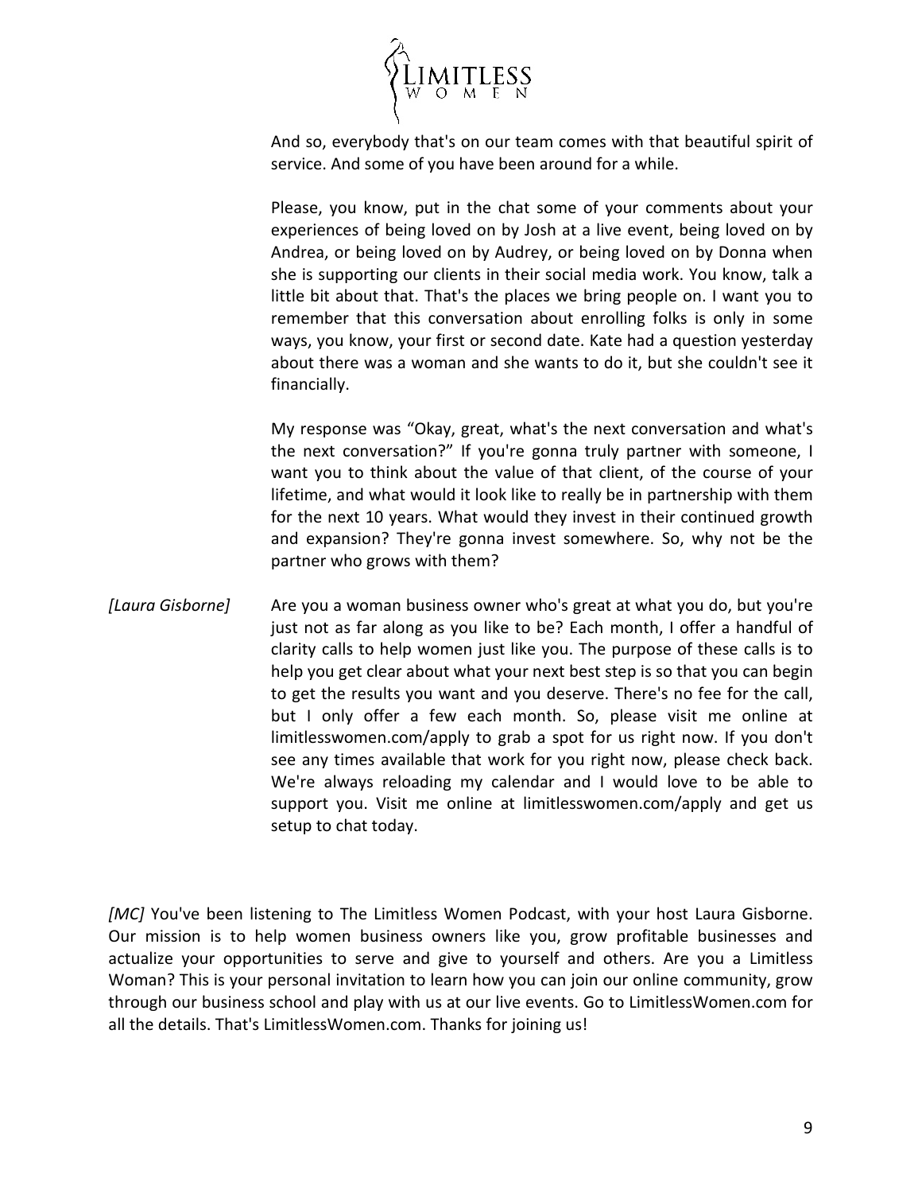And so, everybody that's on our team comes with that beautiful spirit of service. And some of you have been around for a while.

Please, you know, put in the chat some of your comments about your experiences of being loved on by Josh at a live event, being loved on by Andrea, or being loved on by Audrey, or being loved on by Donna when she is supporting our clients in their social media work. You know, talk a little bit about that. That's the places we bring people on. I want you to remember that this conversation about enrolling folks is only in some ways, you know, your first or second date. Kate had a question yesterday about there was a woman and she wants to do it, but she couldn't see it financially.

My response was "Okay, great, what's the next conversation and what's the next conversation?" If you're gonna truly partner with someone, I want you to think about the value of that client, of the course of your lifetime, and what would it look like to really be in partnership with them for the next 10 years. What would they invest in their continued growth and expansion? They're gonna invest somewhere. So, why not be the partner who grows with them?

*[Laura Gisborne]* Are you a woman business owner who's great at what you do, but you're just not as far along as you like to be? Each month, I offer a handful of clarity calls to help women just like you. The purpose of these calls is to help you get clear about what your next best step is so that you can begin to get the results you want and you deserve. There's no fee for the call, but I only offer a few each month. So, please visit me online at limitlesswomen.com/apply to grab a spot for us right now. If you don't see any times available that work for you right now, please check back. We're always reloading my calendar and I would love to be able to support you. Visit me online at limitlesswomen.com/apply and get us setup to chat today.

*[MC]* You've been listening to The Limitless Women Podcast, with your host Laura Gisborne. Our mission is to help women business owners like you, grow profitable businesses and actualize your opportunities to serve and give to yourself and others. Are you a Limitless Woman? This is your personal invitation to learn how you can join our online community, grow through our business school and play with us at our live events. Go to LimitlessWomen.com for all the details. That's LimitlessWomen.com. Thanks for joining us!